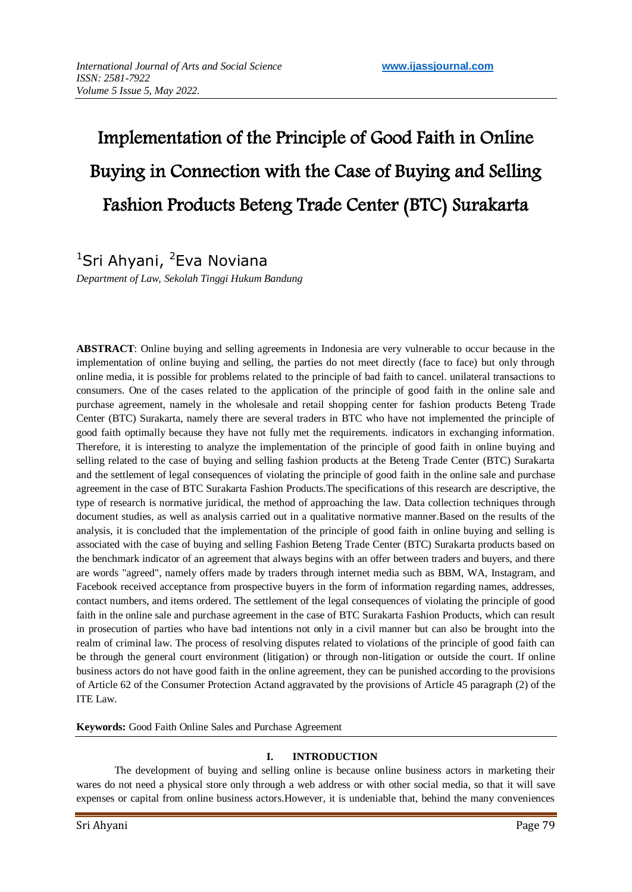# Implementation of the Principle of Good Faith in Online Buying in Connection with the Case of Buying and Selling Fashion Products Beteng Trade Center (BTC) Surakarta

[1]Sri Ahyani, [2]Eva Noviana

*Department of Law, Sekolah Tinggi Hukum Bandung*

**ABSTRACT**: Online buying and selling agreements in Indonesia are very vulnerable to occur because in the implementation of online buying and selling, the parties do not meet directly (face to face) but only through online media, it is possible for problems related to the principle of bad faith to cancel. unilateral transactions to consumers. One of the cases related to the application of the principle of good faith in the online sale and purchase agreement, namely in the wholesale and retail shopping center for fashion products Beteng Trade Center (BTC) Surakarta, namely there are several traders in BTC who have not implemented the principle of good faith optimally because they have not fully met the requirements. indicators in exchanging information. Therefore, it is interesting to analyze the implementation of the principle of good faith in online buying and selling related to the case of buying and selling fashion products at the Beteng Trade Center (BTC) Surakarta and the settlement of legal consequences of violating the principle of good faith in the online sale and purchase agreement in the case of BTC Surakarta Fashion Products.The specifications of this research are descriptive, the type of research is normative juridical, the method of approaching the law. Data collection techniques through document studies, as well as analysis carried out in a qualitative normative manner.Based on the results of the analysis, it is concluded that the implementation of the principle of good faith in online buying and selling is associated with the case of buying and selling Fashion Beteng Trade Center (BTC) Surakarta products based on the benchmark indicator of an agreement that always begins with an offer between traders and buyers, and there are words "agreed", namely offers made by traders through internet media such as BBM, WA, Instagram, and Facebook received acceptance from prospective buyers in the form of information regarding names, addresses, contact numbers, and items ordered. The settlement of the legal consequences of violating the principle of good faith in the online sale and purchase agreement in the case of BTC Surakarta Fashion Products, which can result in prosecution of parties who have bad intentions not only in a civil manner but can also be brought into the realm of criminal law. The process of resolving disputes related to violations of the principle of good faith can be through the general court environment (litigation) or through non-litigation or outside the court. If online business actors do not have good faith in the online agreement, they can be punished according to the provisions of Article 62 of the Consumer Protection Actand aggravated by the provisions of Article 45 paragraph (2) of the ITE Law.

**Keywords:** Good Faith Online Sales and Purchase Agreement

## I. INTRODUCTION

The development of buying and selling online is because online business actors in marketing their wares do not need a physical store only through a web address or with other social media, so that it will save expenses or capital from online business actors.However, it is undeniable that, behind the many conveniences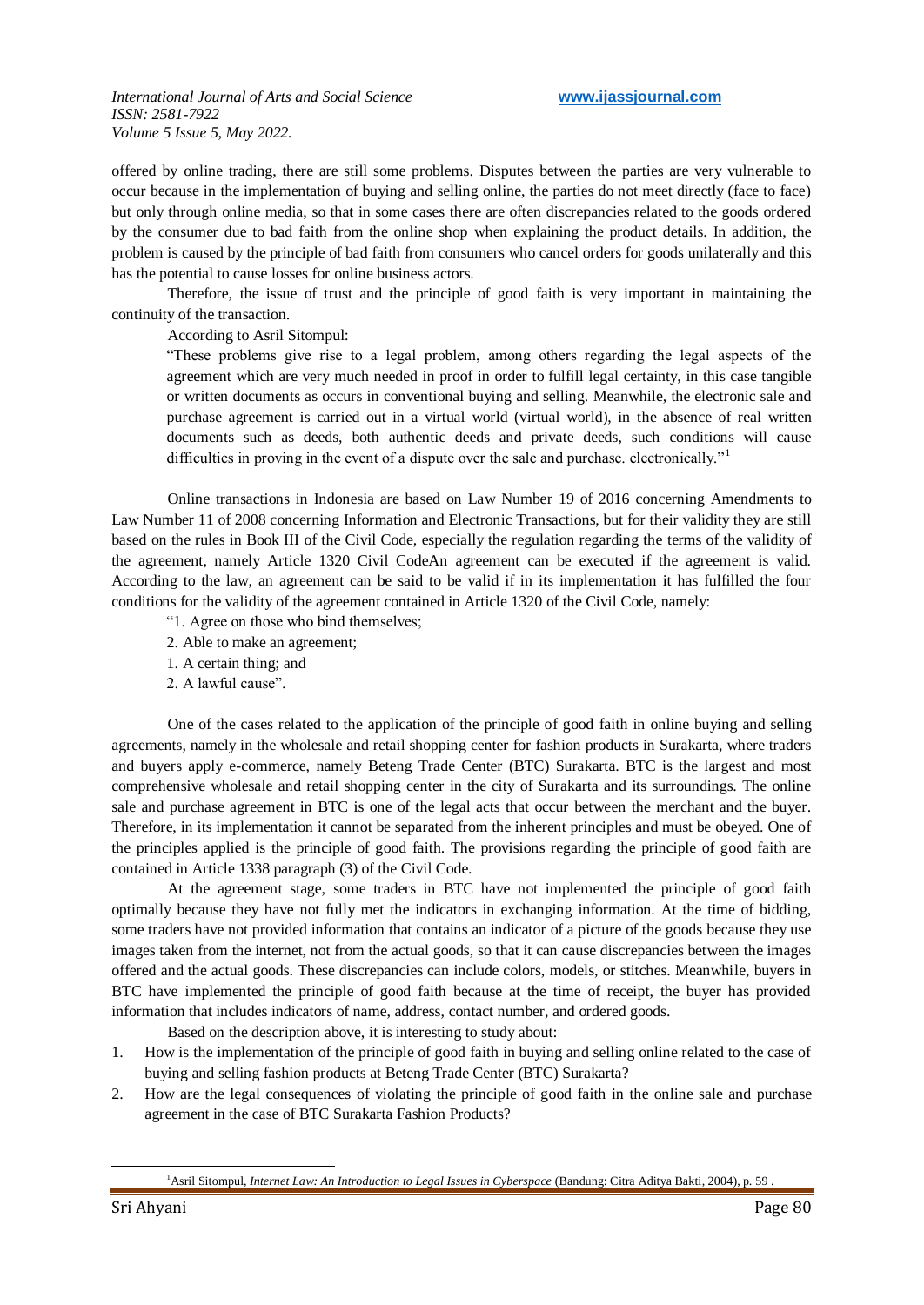offered by online trading, there are still some problems. Disputes between the parties are very vulnerable to occur because in the implementation of buying and selling online, the parties do not meet directly (face to face) but only through online media, so that in some cases there are often discrepancies related to the goods ordered by the consumer due to bad faith from the online shop when explaining the product details. In addition, the problem is caused by the principle of bad faith from consumers who cancel orders for goods unilaterally and this has the potential to cause losses for online business actors.

Therefore, the issue of trust and the principle of good faith is very important in maintaining the continuity of the transaction.

According to Asril Sitompul:

> "These problems give rise to a legal problem, among others regarding the legal aspects of the agreement which are very much needed in proof in order to fulfill legal certainty, in this case tangible or written documents as occurs in conventional buying and selling. Meanwhile, the electronic sale and purchase agreement is carried out in a virtual world (virtual world), in the absence of real written documents such as deeds, both authentic deeds and private deeds, such conditions will cause difficulties in proving in the event of a dispute over the sale and purchase. electronically."[1]

Online transactions in Indonesia are based on Law Number 19 of 2016 concerning Amendments to Law Number 11 of 2008 concerning Information and Electronic Transactions, but for their validity they are still based on the rules in Book III of the Civil Code, especially the regulation regarding the terms of the validity of the agreement, namely Article 1320 Civil CodeAn agreement can be executed if the agreement is valid. According to the law, an agreement can be said to be valid if in its implementation it has fulfilled the four conditions for the validity of the agreement contained in Article 1320 of the Civil Code, namely:

"1. Agree on those who bind themselves;
2. Able to make an agreement;
1. A certain thing; and
2. A lawful cause".

One of the cases related to the application of the principle of good faith in online buying and selling agreements, namely in the wholesale and retail shopping center for fashion products in Surakarta, where traders and buyers apply e-commerce, namely Beteng Trade Center (BTC) Surakarta. BTC is the largest and most comprehensive wholesale and retail shopping center in the city of Surakarta and its surroundings. The online sale and purchase agreement in BTC is one of the legal acts that occur between the merchant and the buyer. Therefore, in its implementation it cannot be separated from the inherent principles and must be obeyed. One of the principles applied is the principle of good faith. The provisions regarding the principle of good faith are contained in Article 1338 paragraph (3) of the Civil Code.

At the agreement stage, some traders in BTC have not implemented the principle of good faith optimally because they have not fully met the indicators in exchanging information. At the time of bidding, some traders have not provided information that contains an indicator of a picture of the goods because they use images taken from the internet, not from the actual goods, so that it can cause discrepancies between the images offered and the actual goods. These discrepancies can include colors, models, or stitches. Meanwhile, buyers in BTC have implemented the principle of good faith because at the time of receipt, the buyer has provided information that includes indicators of name, address, contact number, and ordered goods.

Based on the description above, it is interesting to study about:

1. How is the implementation of the principle of good faith in buying and selling online related to the case of buying and selling fashion products at Beteng Trade Center (BTC) Surakarta?
2. How are the legal consequences of violating the principle of good faith in the online sale and purchase agreement in the case of BTC Surakarta Fashion Products?

---

[1] Asril Sitompul, *Internet Law: An Introduction to Legal Issues in Cyberspace* (Bandung: Citra Aditya Bakti, 2004), p. 59 .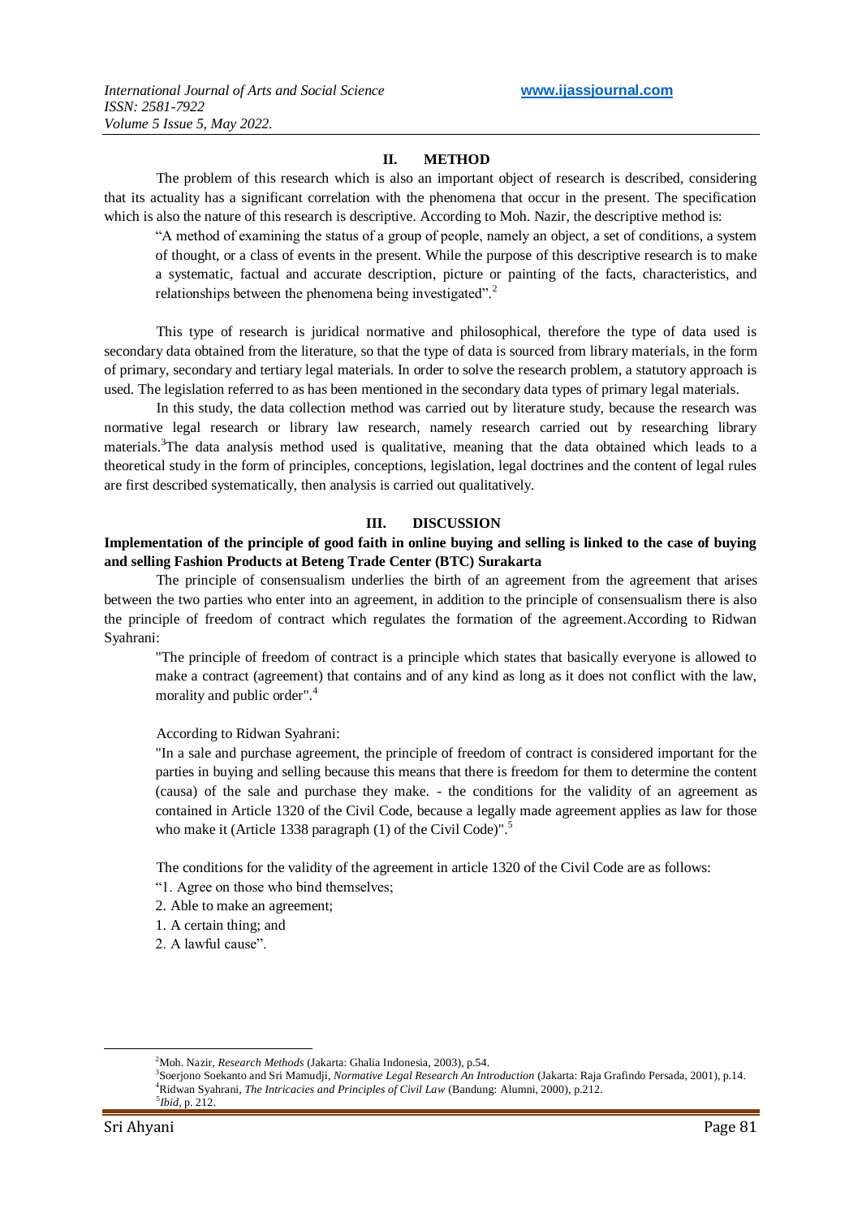## II. METHOD

The problem of this research which is also an important object of research is described, considering that its actuality has a significant correlation with the phenomena that occur in the present. The specification which is also the nature of this research is descriptive. According to Moh. Nazir, the descriptive method is:

> "A method of examining the status of a group of people, namely an object, a set of conditions, a system of thought, or a class of events in the present. While the purpose of this descriptive research is to make a systematic, factual and accurate description, picture or painting of the facts, characteristics, and relationships between the phenomena being investigated".[2]

This type of research is juridical normative and philosophical, therefore the type of data used is secondary data obtained from the literature, so that the type of data is sourced from library materials, in the form of primary, secondary and tertiary legal materials. In order to solve the research problem, a statutory approach is used. The legislation referred to as has been mentioned in the secondary data types of primary legal materials.

In this study, the data collection method was carried out by literature study, because the research was normative legal research or library law research, namely research carried out by researching library materials.[3]The data analysis method used is qualitative, meaning that the data obtained which leads to a theoretical study in the form of principles, conceptions, legislation, legal doctrines and the content of legal rules are first described systematically, then analysis is carried out qualitatively.

## III. DISCUSSION

**Implementation of the principle of good faith in online buying and selling is linked to the case of buying and selling Fashion Products at Beteng Trade Center (BTC) Surakarta**

The principle of consensualism underlies the birth of an agreement from the agreement that arises between the two parties who enter into an agreement, in addition to the principle of consensualism there is also the principle of freedom of contract which regulates the formation of the agreement.According to Ridwan Syahrani:

> "The principle of freedom of contract is a principle which states that basically everyone is allowed to make a contract (agreement) that contains and of any kind as long as it does not conflict with the law, morality and public order".[4]

According to Ridwan Syahrani:

> "In a sale and purchase agreement, the principle of freedom of contract is considered important for the parties in buying and selling because this means that there is freedom for them to determine the content (causa) of the sale and purchase they make. - the conditions for the validity of an agreement as contained in Article 1320 of the Civil Code, because a legally made agreement applies as law for those who make it (Article 1338 paragraph (1) of the Civil Code)".[5]

The conditions for the validity of the agreement in article 1320 of the Civil Code are as follows:

"1. Agree on those who bind themselves;
2. Able to make an agreement;
1. A certain thing; and
2. A lawful cause".

---

[2] Moh. Nazir, *Research Methods* (Jakarta: Ghalia Indonesia, 2003), p.54.
[3] Soerjono Soekanto and Sri Mamudji, *Normative Legal Research An Introduction* (Jakarta: Raja Grafindo Persada, 2001), p.14.
[4] Ridwan Syahrani, *The Intricacies and Principles of Civil Law* (Bandung: Alumni, 2000), p.212.
[5] *Ibid*, p. 212.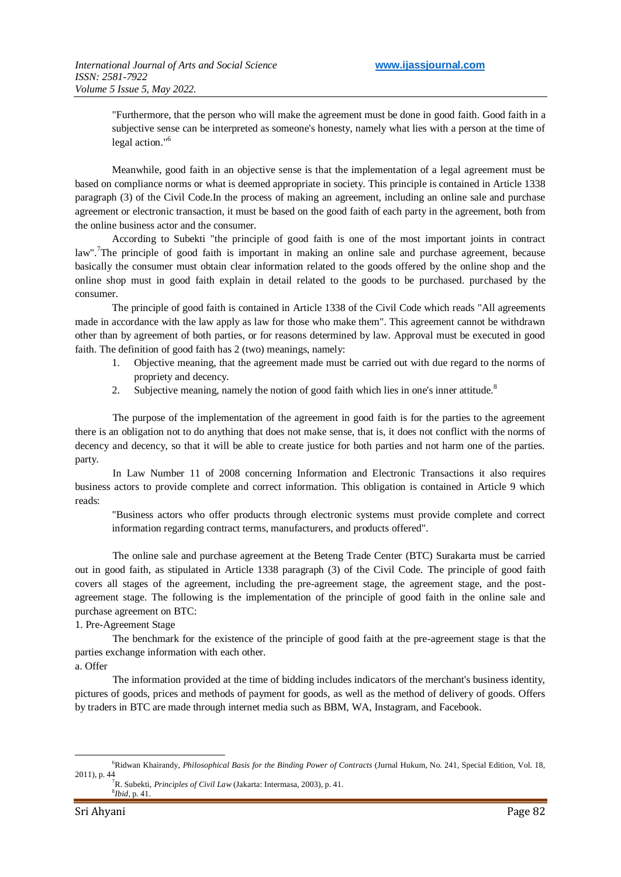> "Furthermore, that the person who will make the agreement must be done in good faith. Good faith in a subjective sense can be interpreted as someone's honesty, namely what lies with a person at the time of legal action."[6]

Meanwhile, good faith in an objective sense is that the implementation of a legal agreement must be based on compliance norms or what is deemed appropriate in society. This principle is contained in Article 1338 paragraph (3) of the Civil Code.In the process of making an agreement, including an online sale and purchase agreement or electronic transaction, it must be based on the good faith of each party in the agreement, both from the online business actor and the consumer.

According to Subekti "the principle of good faith is one of the most important joints in contract law".[7]The principle of good faith is important in making an online sale and purchase agreement, because basically the consumer must obtain clear information related to the goods offered by the online shop and the online shop must in good faith explain in detail related to the goods to be purchased. purchased by the consumer.

The principle of good faith is contained in Article 1338 of the Civil Code which reads "All agreements made in accordance with the law apply as law for those who make them". This agreement cannot be withdrawn other than by agreement of both parties, or for reasons determined by law. Approval must be executed in good faith. The definition of good faith has 2 (two) meanings, namely:

1. Objective meaning, that the agreement made must be carried out with due regard to the norms of propriety and decency.
2. Subjective meaning, namely the notion of good faith which lies in one's inner attitude.[8]

The purpose of the implementation of the agreement in good faith is for the parties to the agreement there is an obligation not to do anything that does not make sense, that is, it does not conflict with the norms of decency and decency, so that it will be able to create justice for both parties and not harm one of the parties. party.

In Law Number 11 of 2008 concerning Information and Electronic Transactions it also requires business actors to provide complete and correct information. This obligation is contained in Article 9 which reads:

> "Business actors who offer products through electronic systems must provide complete and correct information regarding contract terms, manufacturers, and products offered".

The online sale and purchase agreement at the Beteng Trade Center (BTC) Surakarta must be carried out in good faith, as stipulated in Article 1338 paragraph (3) of the Civil Code. The principle of good faith covers all stages of the agreement, including the pre-agreement stage, the agreement stage, and the post-agreement stage. The following is the implementation of the principle of good faith in the online sale and purchase agreement on BTC:

1. Pre-Agreement Stage

The benchmark for the existence of the principle of good faith at the pre-agreement stage is that the parties exchange information with each other.

a. Offer

The information provided at the time of bidding includes indicators of the merchant's business identity, pictures of goods, prices and methods of payment for goods, as well as the method of delivery of goods. Offers by traders in BTC are made through internet media such as BBM, WA, Instagram, and Facebook.

---

[6] Ridwan Khairandy, *Philosophical Basis for the Binding Power of Contracts* (Jurnal Hukum, No. 241, Special Edition, Vol. 18, 2011), p. 44

[7] R. Subekti, *Principles of Civil Law* (Jakarta: Intermasa, 2003), p. 41.

[8] *Ibid*, p. 41.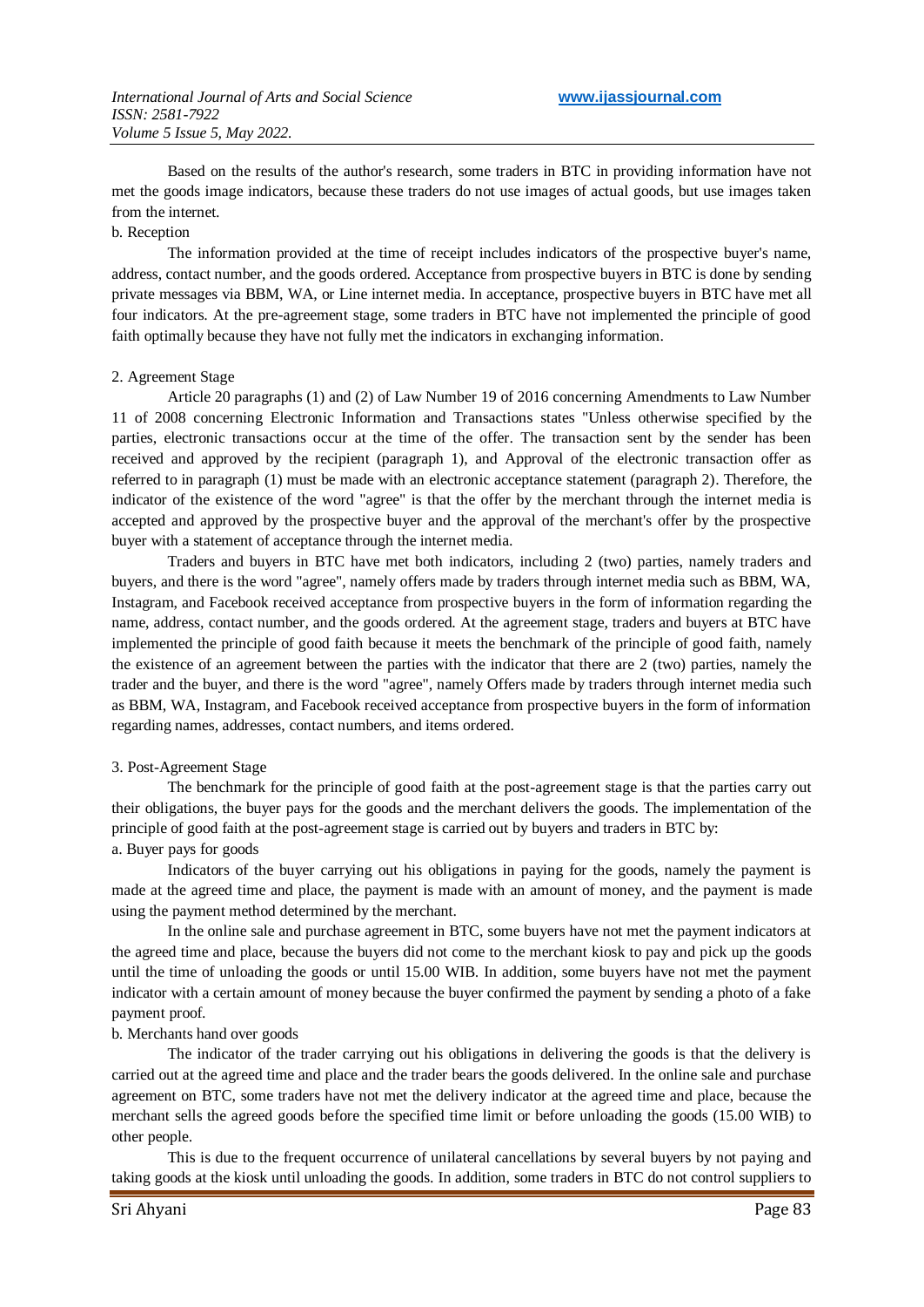Based on the results of the author's research, some traders in BTC in providing information have not met the goods image indicators, because these traders do not use images of actual goods, but use images taken from the internet.

b. Reception

The information provided at the time of receipt includes indicators of the prospective buyer's name, address, contact number, and the goods ordered. Acceptance from prospective buyers in BTC is done by sending private messages via BBM, WA, or Line internet media. In acceptance, prospective buyers in BTC have met all four indicators. At the pre-agreement stage, some traders in BTC have not implemented the principle of good faith optimally because they have not fully met the indicators in exchanging information.

2. Agreement Stage

Article 20 paragraphs (1) and (2) of Law Number 19 of 2016 concerning Amendments to Law Number 11 of 2008 concerning Electronic Information and Transactions states "Unless otherwise specified by the parties, electronic transactions occur at the time of the offer. The transaction sent by the sender has been received and approved by the recipient (paragraph 1), and Approval of the electronic transaction offer as referred to in paragraph (1) must be made with an electronic acceptance statement (paragraph 2). Therefore, the indicator of the existence of the word "agree" is that the offer by the merchant through the internet media is accepted and approved by the prospective buyer and the approval of the merchant's offer by the prospective buyer with a statement of acceptance through the internet media.

Traders and buyers in BTC have met both indicators, including 2 (two) parties, namely traders and buyers, and there is the word "agree", namely offers made by traders through internet media such as BBM, WA, Instagram, and Facebook received acceptance from prospective buyers in the form of information regarding the name, address, contact number, and the goods ordered. At the agreement stage, traders and buyers at BTC have implemented the principle of good faith because it meets the benchmark of the principle of good faith, namely the existence of an agreement between the parties with the indicator that there are 2 (two) parties, namely the trader and the buyer, and there is the word "agree", namely Offers made by traders through internet media such as BBM, WA, Instagram, and Facebook received acceptance from prospective buyers in the form of information regarding names, addresses, contact numbers, and items ordered.

3. Post-Agreement Stage

The benchmark for the principle of good faith at the post-agreement stage is that the parties carry out their obligations, the buyer pays for the goods and the merchant delivers the goods. The implementation of the principle of good faith at the post-agreement stage is carried out by buyers and traders in BTC by:

a. Buyer pays for goods

Indicators of the buyer carrying out his obligations in paying for the goods, namely the payment is made at the agreed time and place, the payment is made with an amount of money, and the payment is made using the payment method determined by the merchant.

In the online sale and purchase agreement in BTC, some buyers have not met the payment indicators at the agreed time and place, because the buyers did not come to the merchant kiosk to pay and pick up the goods until the time of unloading the goods or until 15.00 WIB. In addition, some buyers have not met the payment indicator with a certain amount of money because the buyer confirmed the payment by sending a photo of a fake payment proof.

b. Merchants hand over goods

The indicator of the trader carrying out his obligations in delivering the goods is that the delivery is carried out at the agreed time and place and the trader bears the goods delivered. In the online sale and purchase agreement on BTC, some traders have not met the delivery indicator at the agreed time and place, because the merchant sells the agreed goods before the specified time limit or before unloading the goods (15.00 WIB) to other people.

This is due to the frequent occurrence of unilateral cancellations by several buyers by not paying and taking goods at the kiosk until unloading the goods. In addition, some traders in BTC do not control suppliers to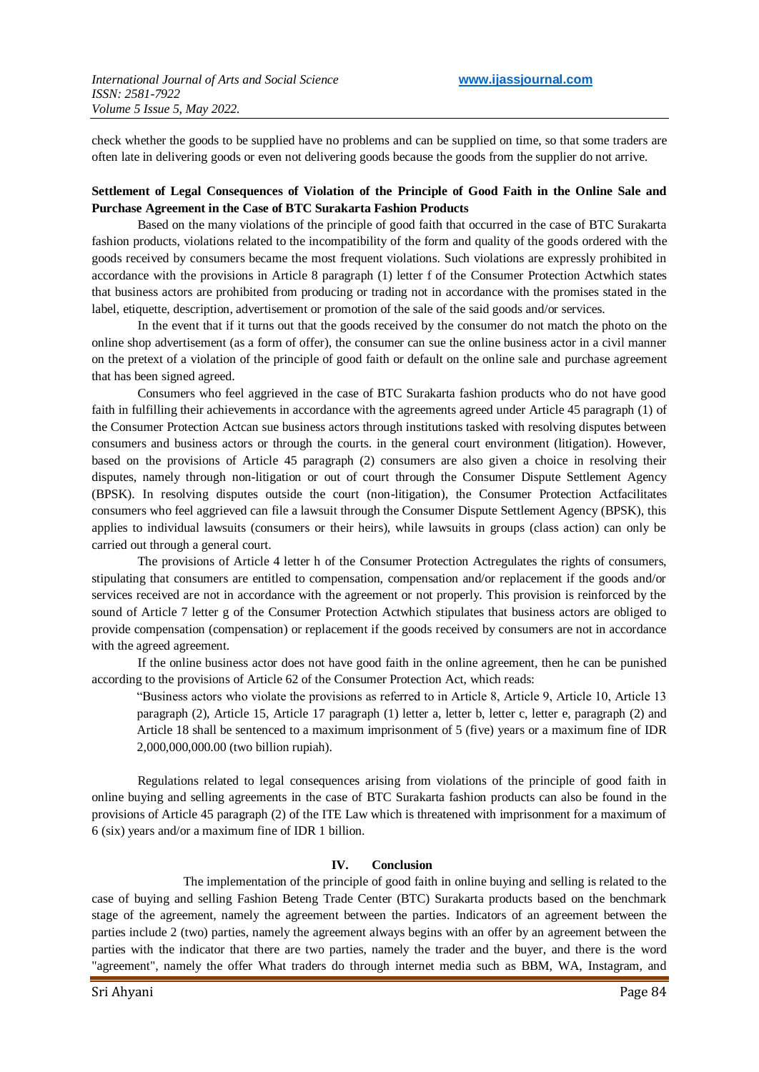check whether the goods to be supplied have no problems and can be supplied on time, so that some traders are often late in delivering goods or even not delivering goods because the goods from the supplier do not arrive.

**Settlement of Legal Consequences of Violation of the Principle of Good Faith in the Online Sale and Purchase Agreement in the Case of BTC Surakarta Fashion Products**

Based on the many violations of the principle of good faith that occurred in the case of BTC Surakarta fashion products, violations related to the incompatibility of the form and quality of the goods ordered with the goods received by consumers became the most frequent violations. Such violations are expressly prohibited in accordance with the provisions in Article 8 paragraph (1) letter f of the Consumer Protection Actwhich states that business actors are prohibited from producing or trading not in accordance with the promises stated in the label, etiquette, description, advertisement or promotion of the sale of the said goods and/or services.

In the event that if it turns out that the goods received by the consumer do not match the photo on the online shop advertisement (as a form of offer), the consumer can sue the online business actor in a civil manner on the pretext of a violation of the principle of good faith or default on the online sale and purchase agreement that has been signed agreed.

Consumers who feel aggrieved in the case of BTC Surakarta fashion products who do not have good faith in fulfilling their achievements in accordance with the agreements agreed under Article 45 paragraph (1) of the Consumer Protection Actcan sue business actors through institutions tasked with resolving disputes between consumers and business actors or through the courts. in the general court environment (litigation). However, based on the provisions of Article 45 paragraph (2) consumers are also given a choice in resolving their disputes, namely through non-litigation or out of court through the Consumer Dispute Settlement Agency (BPSK). In resolving disputes outside the court (non-litigation), the Consumer Protection Actfacilitates consumers who feel aggrieved can file a lawsuit through the Consumer Dispute Settlement Agency (BPSK), this applies to individual lawsuits (consumers or their heirs), while lawsuits in groups (class action) can only be carried out through a general court.

The provisions of Article 4 letter h of the Consumer Protection Actregulates the rights of consumers, stipulating that consumers are entitled to compensation, compensation and/or replacement if the goods and/or services received are not in accordance with the agreement or not properly. This provision is reinforced by the sound of Article 7 letter g of the Consumer Protection Actwhich stipulates that business actors are obliged to provide compensation (compensation) or replacement if the goods received by consumers are not in accordance with the agreed agreement.

If the online business actor does not have good faith in the online agreement, then he can be punished according to the provisions of Article 62 of the Consumer Protection Act, which reads:

> "Business actors who violate the provisions as referred to in Article 8, Article 9, Article 10, Article 13 paragraph (2), Article 15, Article 17 paragraph (1) letter a, letter b, letter c, letter e, paragraph (2) and Article 18 shall be sentenced to a maximum imprisonment of 5 (five) years or a maximum fine of IDR 2,000,000,000.00 (two billion rupiah).

Regulations related to legal consequences arising from violations of the principle of good faith in online buying and selling agreements in the case of BTC Surakarta fashion products can also be found in the provisions of Article 45 paragraph (2) of the ITE Law which is threatened with imprisonment for a maximum of 6 (six) years and/or a maximum fine of IDR 1 billion.

## IV. Conclusion

The implementation of the principle of good faith in online buying and selling is related to the case of buying and selling Fashion Beteng Trade Center (BTC) Surakarta products based on the benchmark stage of the agreement, namely the agreement between the parties. Indicators of an agreement between the parties include 2 (two) parties, namely the agreement always begins with an offer by an agreement between the parties with the indicator that there are two parties, namely the trader and the buyer, and there is the word "agreement", namely the offer What traders do through internet media such as BBM, WA, Instagram, and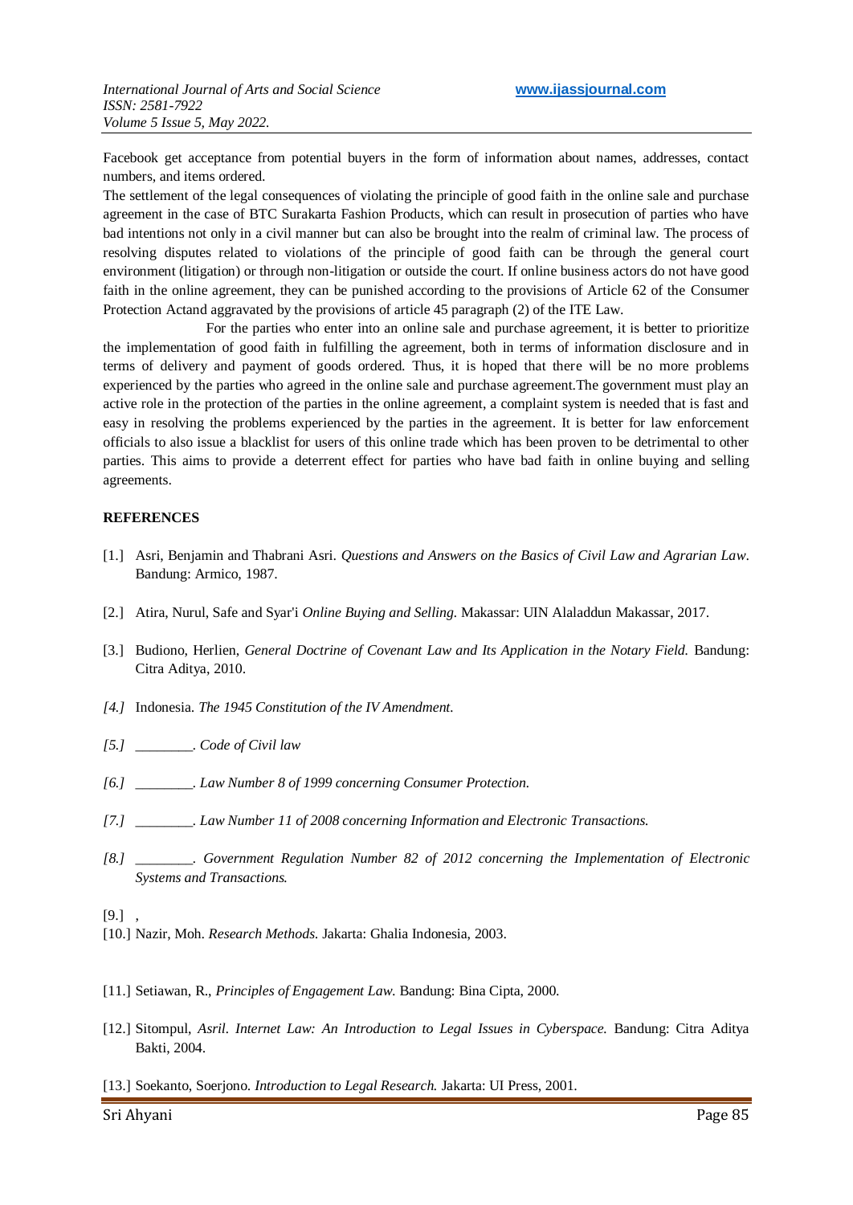Facebook get acceptance from potential buyers in the form of information about names, addresses, contact numbers, and items ordered.

The settlement of the legal consequences of violating the principle of good faith in the online sale and purchase agreement in the case of BTC Surakarta Fashion Products, which can result in prosecution of parties who have bad intentions not only in a civil manner but can also be brought into the realm of criminal law. The process of resolving disputes related to violations of the principle of good faith can be through the general court environment (litigation) or through non-litigation or outside the court. If online business actors do not have good faith in the online agreement, they can be punished according to the provisions of Article 62 of the Consumer Protection Actand aggravated by the provisions of article 45 paragraph (2) of the ITE Law.

For the parties who enter into an online sale and purchase agreement, it is better to prioritize the implementation of good faith in fulfilling the agreement, both in terms of information disclosure and in terms of delivery and payment of goods ordered. Thus, it is hoped that there will be no more problems experienced by the parties who agreed in the online sale and purchase agreement.The government must play an active role in the protection of the parties in the online agreement, a complaint system is needed that is fast and easy in resolving the problems experienced by the parties in the agreement. It is better for law enforcement officials to also issue a blacklist for users of this online trade which has been proven to be detrimental to other parties. This aims to provide a deterrent effect for parties who have bad faith in online buying and selling agreements.

## REFERENCES

[1.] Asri, Benjamin and Thabrani Asri. *Questions and Answers on the Basics of Civil Law and Agrarian Law*. Bandung: Armico, 1987.

[2.] Atira, Nurul, Safe and Syar'i *Online Buying and Selling.* Makassar: UIN Alaladdun Makassar, 2017.

[3.] Budiono, Herlien, *General Doctrine of Covenant Law and Its Application in the Notary Field.* Bandung: Citra Aditya, 2010.

*[4.]* Indonesia. *The 1945 Constitution of the IV Amendment.*

*[5.] ________. Code of Civil law*

*[6.] ________. Law Number 8 of 1999 concerning Consumer Protection.*

*[7.] ________. Law Number 11 of 2008 concerning Information and Electronic Transactions.*

*[8.] ________. Government Regulation Number 82 of 2012 concerning the Implementation of Electronic Systems and Transactions.*

[9.] ,

[10.] Nazir, Moh. *Research Methods.* Jakarta: Ghalia Indonesia, 2003.

[11.] Setiawan, R., *Principles of Engagement Law.* Bandung: Bina Cipta, 2000.

[12.] Sitompul, *Asril. Internet Law: An Introduction to Legal Issues in Cyberspace.* Bandung: Citra Aditya Bakti, 2004.

[13.] Soekanto, Soerjono. *Introduction to Legal Research.* Jakarta: UI Press, 2001.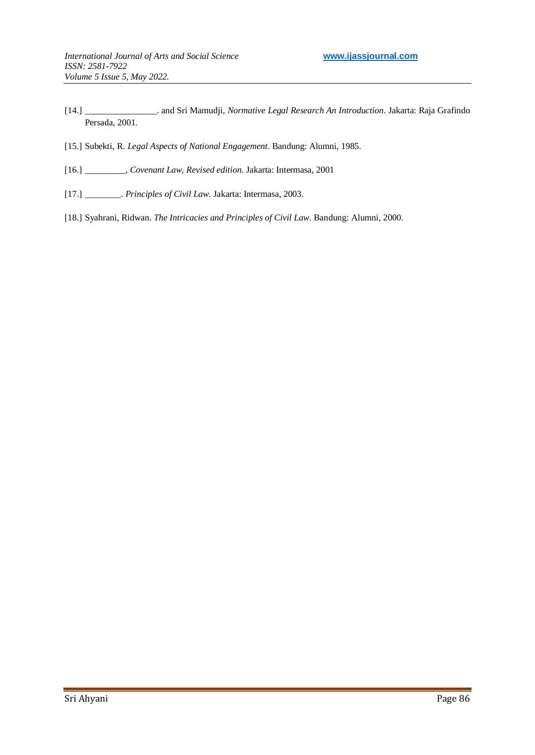[14.] ________________. and Sri Mamudji, *Normative Legal Research An Introduction*. Jakarta: Raja Grafindo Persada, 2001.

[15.] Subekti, R. *Legal Aspects of National Engagement*. Bandung: Alumni, 1985.

[16.] _________, *Covenant Law, Revised edition.* Jakarta: Intermasa, 2001

[17.] ________. *Principles of Civil Law.* Jakarta: Intermasa, 2003.

[18.] Syahrani, Ridwan. *The Intricacies and Principles of Civil Law.* Bandung: Alumni, 2000.